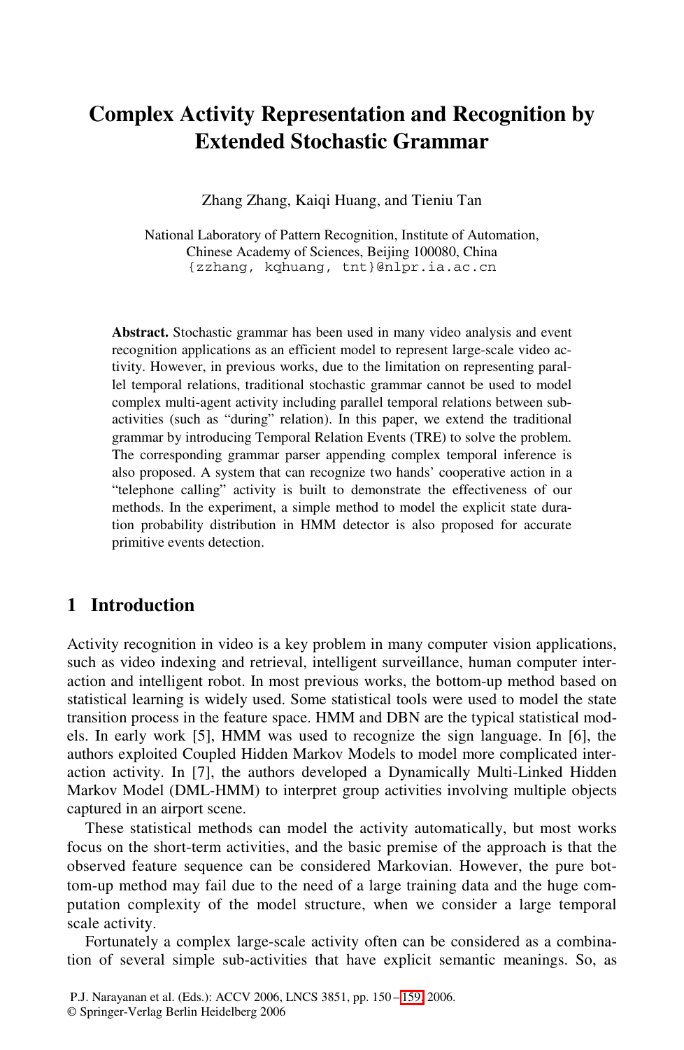# Complex Activity Representation and Recognition by Extended Stochastic Grammar

Zhang Zhang, Kaiqi Huang, and Tieniu Tan

National Laboratory of Pattern Recognition, Institute of Automation,
Chinese Academy of Sciences, Beijing 100080, China
{zzhang, kqhuang, tnt}@nlpr.ia.ac.cn

**Abstract.** Stochastic grammar has been used in many video analysis and event recognition applications as an efficient model to represent large-scale video activity. However, in previous works, due to the limitation on representing parallel temporal relations, traditional stochastic grammar cannot be used to model complex multi-agent activity including parallel temporal relations between sub-activities (such as "during" relation). In this paper, we extend the traditional grammar by introducing Temporal Relation Events (TRE) to solve the problem. The corresponding grammar parser appending complex temporal inference is also proposed. A system that can recognize two hands' cooperative action in a "telephone calling" activity is built to demonstrate the effectiveness of our methods. In the experiment, a simple method to model the explicit state duration probability distribution in HMM detector is also proposed for accurate primitive events detection.

## 1 Introduction

Activity recognition in video is a key problem in many computer vision applications, such as video indexing and retrieval, intelligent surveillance, human computer interaction and intelligent robot. In most previous works, the bottom-up method based on statistical learning is widely used. Some statistical tools were used to model the state transition process in the feature space. HMM and DBN are the typical statistical models. In early work [5], HMM was used to recognize the sign language. In [6], the authors exploited Coupled Hidden Markov Models to model more complicated interaction activity. In [7], the authors developed a Dynamically Multi-Linked Hidden Markov Model (DML-HMM) to interpret group activities involving multiple objects captured in an airport scene.

These statistical methods can model the activity automatically, but most works focus on the short-term activities, and the basic premise of the approach is that the observed feature sequence can be considered Markovian. However, the pure bottom-up method may fail due to the need of a large training data and the huge computation complexity of the model structure, when we consider a large temporal scale activity.

Fortunately a complex large-scale activity often can be considered as a combination of several simple sub-activities that have explicit semantic meanings. So, as

P.J. Narayanan et al. (Eds.): ACCV 2006, LNCS 3851, pp. 150 – 159, 2006.
© Springer-Verlag Berlin Heidelberg 2006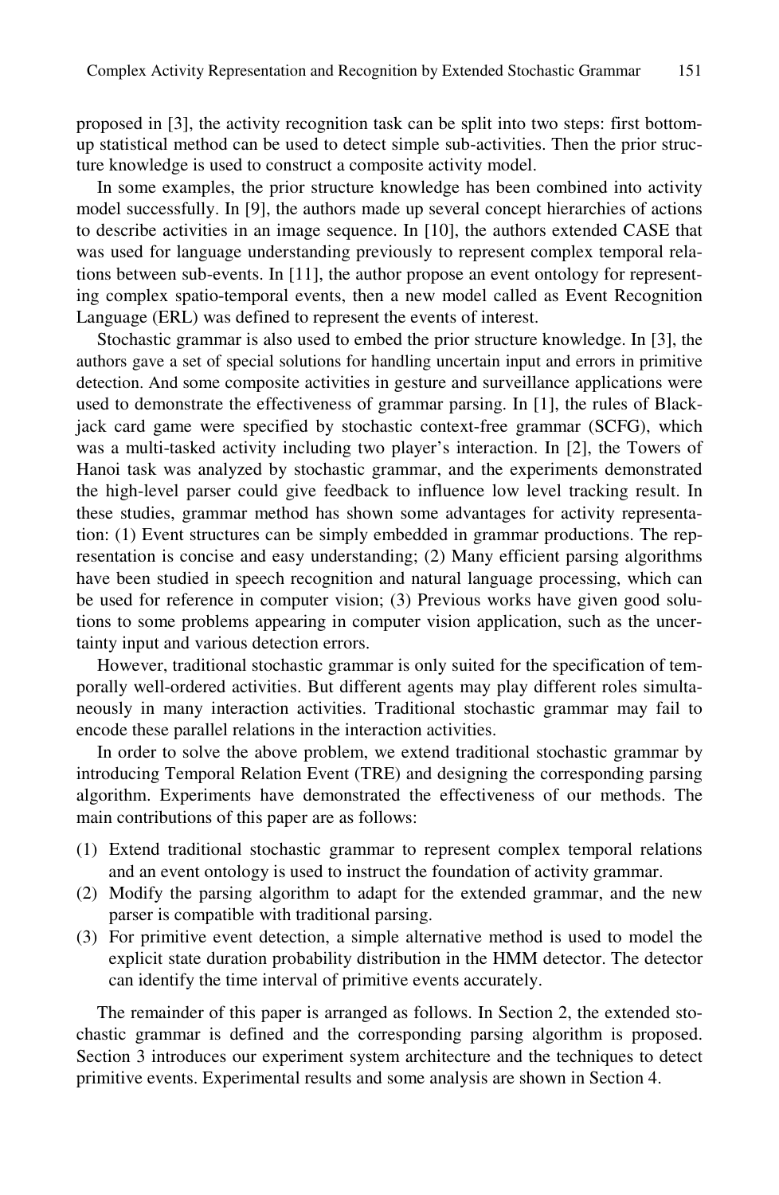proposed in [3], the activity recognition task can be split into two steps: first bottom-up statistical method can be used to detect simple sub-activities. Then the prior structure knowledge is used to construct a composite activity model.

In some examples, the prior structure knowledge has been combined into activity model successfully. In [9], the authors made up several concept hierarchies of actions to describe activities in an image sequence. In [10], the authors extended CASE that was used for language understanding previously to represent complex temporal relations between sub-events. In [11], the author propose an event ontology for representing complex spatio-temporal events, then a new model called as Event Recognition Language (ERL) was defined to represent the events of interest.

Stochastic grammar is also used to embed the prior structure knowledge. In [3], the authors gave a set of special solutions for handling uncertain input and errors in primitive detection. And some composite activities in gesture and surveillance applications were used to demonstrate the effectiveness of grammar parsing. In [1], the rules of Blackjack card game were specified by stochastic context-free grammar (SCFG), which was a multi-tasked activity including two player's interaction. In [2], the Towers of Hanoi task was analyzed by stochastic grammar, and the experiments demonstrated the high-level parser could give feedback to influence low level tracking result. In these studies, grammar method has shown some advantages for activity representation: (1) Event structures can be simply embedded in grammar productions. The representation is concise and easy understanding; (2) Many efficient parsing algorithms have been studied in speech recognition and natural language processing, which can be used for reference in computer vision; (3) Previous works have given good solutions to some problems appearing in computer vision application, such as the uncertainty input and various detection errors.

However, traditional stochastic grammar is only suited for the specification of temporally well-ordered activities. But different agents may play different roles simultaneously in many interaction activities. Traditional stochastic grammar may fail to encode these parallel relations in the interaction activities.

In order to solve the above problem, we extend traditional stochastic grammar by introducing Temporal Relation Event (TRE) and designing the corresponding parsing algorithm. Experiments have demonstrated the effectiveness of our methods. The main contributions of this paper are as follows:

(1) Extend traditional stochastic grammar to represent complex temporal relations and an event ontology is used to instruct the foundation of activity grammar.
(2) Modify the parsing algorithm to adapt for the extended grammar, and the new parser is compatible with traditional parsing.
(3) For primitive event detection, a simple alternative method is used to model the explicit state duration probability distribution in the HMM detector. The detector can identify the time interval of primitive events accurately.

The remainder of this paper is arranged as follows. In Section 2, the extended stochastic grammar is defined and the corresponding parsing algorithm is proposed. Section 3 introduces our experiment system architecture and the techniques to detect primitive events. Experimental results and some analysis are shown in Section 4.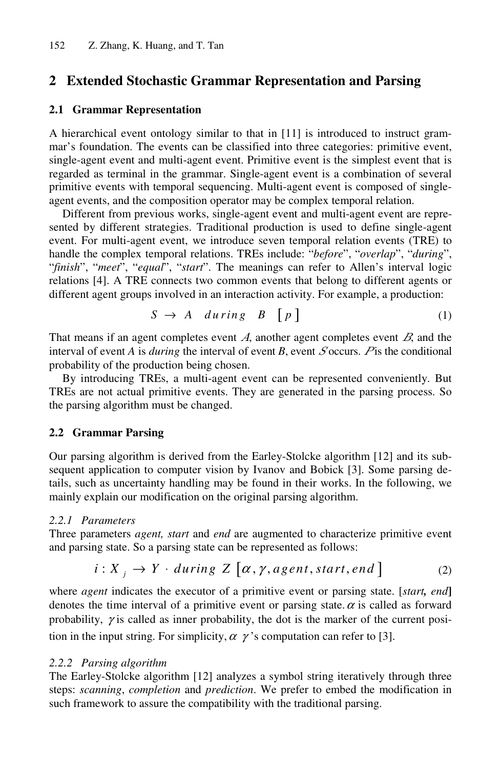## 2 Extended Stochastic Grammar Representation and Parsing

### 2.1 Grammar Representation

A hierarchical event ontology similar to that in [11] is introduced to instruct grammar's foundation. The events can be classified into three categories: primitive event, single-agent event and multi-agent event. Primitive event is the simplest event that is regarded as terminal in the grammar. Single-agent event is a combination of several primitive events with temporal sequencing. Multi-agent event is composed of single-agent events, and the composition operator may be complex temporal relation.

Different from previous works, single-agent event and multi-agent event are represented by different strategies. Traditional production is used to define single-agent event. For multi-agent event, we introduce seven temporal relation events (TRE) to handle the complex temporal relations. TREs include: "*before*", "*overlap*", "*during*", "*finish*", "*meet*", "*equal*", "*start*". The meanings can refer to Allen's interval logic relations [4]. A TRE connects two common events that belong to different agents or different agent groups involved in an interaction activity. For example, a production:

$$S \rightarrow A \quad during \quad B \quad [p] \tag{1}$$

That means if an agent completes event $A$, another agent completes event $B$, and the interval of event $A$ is *during* the interval of event $B$, event $S$ occurs. $P$ is the conditional probability of the production being chosen.

By introducing TREs, a multi-agent event can be represented conveniently. But TREs are not actual primitive events. They are generated in the parsing process. So the parsing algorithm must be changed.

### 2.2 Grammar Parsing

Our parsing algorithm is derived from the Earley-Stolcke algorithm [12] and its subsequent application to computer vision by Ivanov and Bobick [3]. Some parsing details, such as uncertainty handling may be found in their works. In the following, we mainly explain our modification on the original parsing algorithm.

#### *2.2.1 Parameters*

Three parameters *agent, start* and *end* are augmented to characterize primitive event and parsing state. So a parsing state can be represented as follows:

$$i : X_j \rightarrow Y \cdot during \; Z \; [\alpha, \gamma, agent, start, end] \tag{2}$$

where *agent* indicates the executor of a primitive event or parsing state. [*start, end*] denotes the time interval of a primitive event or parsing state. $\alpha$ is called as forward probability, $\gamma$ is called as inner probability, the dot is the marker of the current position in the input string. For simplicity, $\alpha$ $\gamma$'s computation can refer to [3].

#### *2.2.2 Parsing algorithm*

The Earley-Stolcke algorithm [12] analyzes a symbol string iteratively through three steps: *scanning*, *completion* and *prediction*. We prefer to embed the modification in such framework to assure the compatibility with the traditional parsing.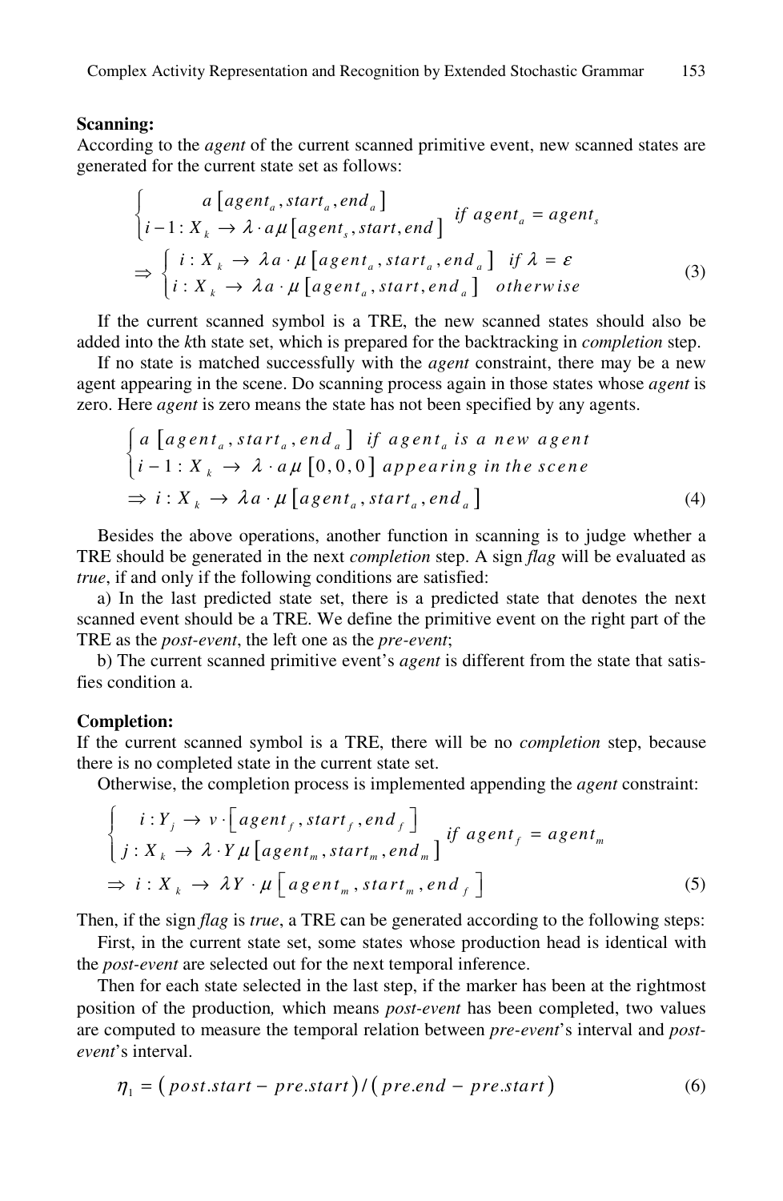**Scanning:**
According to the *agent* of the current scanned primitive event, new scanned states are generated for the current state set as follows:

$$
\begin{cases} \quad a\left[agent_a, start_a, end_a\right] \\ i-1: X_k \rightarrow \lambda \cdot a\mu\left[agent_s, start, end\right] \end{cases} \text{if } agent_a = agent_s
$$
$$
\Rightarrow \begin{cases} i: X_k \rightarrow \lambda a \cdot \mu\left[agent_a, start_a, end_a\right] & \text{if } \lambda = \varepsilon \\ i: X_k \rightarrow \lambda a \cdot \mu\left[agent_a, start, end_a\right] & otherwise \end{cases} \tag{3}
$$

If the current scanned symbol is a TRE, the new scanned states should also be added into the *k*th state set, which is prepared for the backtracking in *completion* step.

If no state is matched successfully with the *agent* constraint, there may be a new agent appearing in the scene. Do scanning process again in those states whose *agent* is zero. Here *agent* is zero means the state has not been specified by any agents.

$$
\begin{cases} a\left[agent_a, start_a, end_a\right] \; \text{if } agent_a \text{ is a new agent} \\ i-1: X_k \rightarrow \lambda \cdot a\mu\left[0,0,0\right] \text{appearing in the scene} \end{cases}
$$
$$
\Rightarrow i: X_k \rightarrow \lambda a \cdot \mu\left[agent_a, start_a, end_a\right] \tag{4}
$$

Besides the above operations, another function in scanning is to judge whether a TRE should be generated in the next *completion* step. A sign *flag* will be evaluated as *true*, if and only if the following conditions are satisfied:

a) In the last predicted state set, there is a predicted state that denotes the next scanned event should be a TRE. We define the primitive event on the right part of the TRE as the *post-event*, the left one as the *pre-event*;

b) The current scanned primitive event's *agent* is different from the state that satisfies condition a.

**Completion:**
If the current scanned symbol is a TRE, there will be no *completion* step, because there is no completed state in the current state set.

Otherwise, the completion process is implemented appending the *agent* constraint:

$$
\begin{cases} \quad i: Y_j \rightarrow v \cdot \left[agent_f, start_f, end_f\right] \\ j: X_k \rightarrow \lambda \cdot Y\mu\left[agent_m, start_m, end_m\right] \end{cases} \text{if } agent_f = agent_m
$$
$$
\Rightarrow i: X_k \rightarrow \lambda Y \cdot \mu\left[agent_m, start_m, end_f\right] \tag{5}
$$

Then, if the sign *flag* is *true*, a TRE can be generated according to the following steps:

First, in the current state set, some states whose production head is identical with the *post-event* are selected out for the next temporal inference.

Then for each state selected in the last step, if the marker has been at the rightmost position of the production*,* which means *post-event* has been completed, two values are computed to measure the temporal relation between *pre-event*'s interval and *post-event*'s interval.

$$
\eta_1 = \left(post.start - pre.start\right) / \left(pre.end - pre.start\right) \tag{6}
$$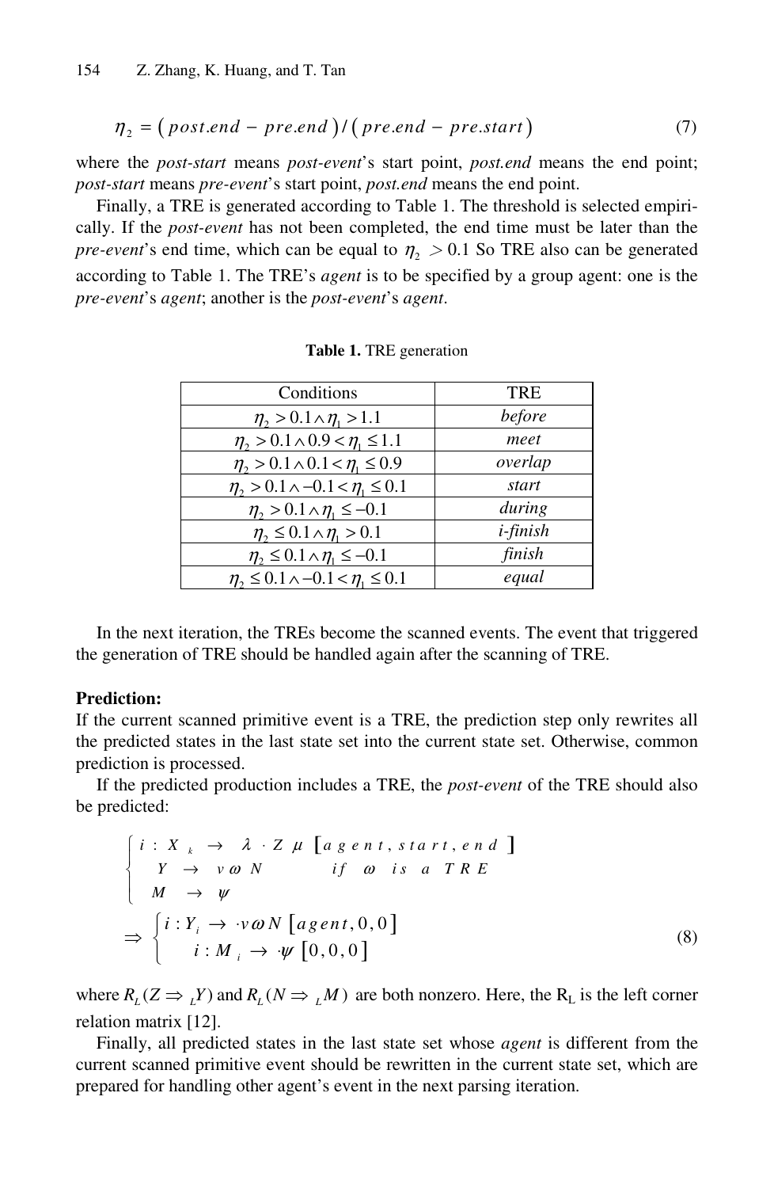$$\eta_2 = \left(post.end - pre.end\right) / \left(pre.end - pre.start\right) \tag{7}$$

where the *post-start* means *post-event*'s start point, *post.end* means the end point; *post-start* means *pre-event*'s start point, *post.end* means the end point.

Finally, a TRE is generated according to Table 1. The threshold is selected empirically. If the *post-event* has not been completed, the end time must be later than the *pre-event*'s end time, which can be equal to $\eta_2 > 0.1$ So TRE also can be generated according to Table 1. The TRE's *agent* is to be specified by a group agent: one is the *pre-event*'s *agent*; another is the *post-event*'s *agent*.

**Table 1.** TRE generation

| Conditions | TRE |
|---|---|
| $\eta_2 > 0.1 \wedge \eta_1 > 1.1$ | *before* |
| $\eta_2 > 0.1 \wedge 0.9 < \eta_1 \le 1.1$ | *meet* |
| $\eta_2 > 0.1 \wedge 0.1 < \eta_1 \le 0.9$ | *overlap* |
| $\eta_2 > 0.1 \wedge -0.1 < \eta_1 \le 0.1$ | *start* |
| $\eta_2 > 0.1 \wedge \eta_1 \le -0.1$ | *during* |
| $\eta_2 \le 0.1 \wedge \eta_1 > 0.1$ | *i-finish* |
| $\eta_2 \le 0.1 \wedge \eta_1 \le -0.1$ | *finish* |
| $\eta_2 \le 0.1 \wedge -0.1 < \eta_1 \le 0.1$ | *equal* |

In the next iteration, the TREs become the scanned events. The event that triggered the generation of TRE should be handled again after the scanning of TRE.

**Prediction:**

If the current scanned primitive event is a TRE, the prediction step only rewrites all the predicted states in the last state set into the current state set. Otherwise, common prediction is processed.

If the predicted production includes a TRE, the *post-event* of the TRE should also be predicted:

$$\begin{cases} i : X_k \rightarrow \lambda \cdot Z \mu \left[agent, start, end\right] \\ \quad Y \rightarrow v \omega N \qquad\qquad if \quad \omega \quad is \quad a \quad TRE \\ \quad M \rightarrow \psi \end{cases}$$

$$\Rightarrow \begin{cases} i : Y_i \rightarrow \cdot v \omega N \left[agent, 0, 0\right] \\ \qquad i : M_i \rightarrow \cdot \psi \left[0, 0, 0\right] \end{cases} \tag{8}$$

where $R_L(Z \Rightarrow {}_L Y)$ and $R_L(N \Rightarrow {}_L M)$ are both nonzero. Here, the $R_L$ is the left corner relation matrix [12].

Finally, all predicted states in the last state set whose *agent* is different from the current scanned primitive event should be rewritten in the current state set, which are prepared for handling other agent's event in the next parsing iteration.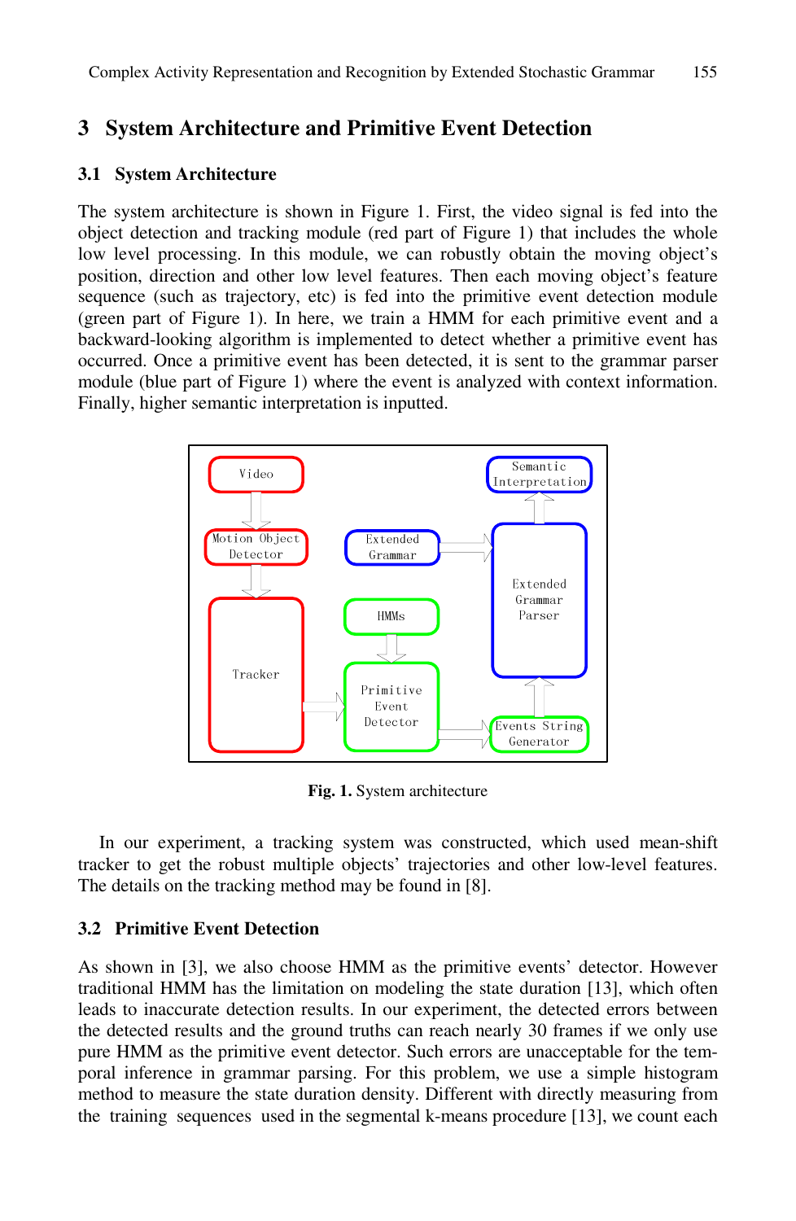## 3 System Architecture and Primitive Event Detection

### 3.1 System Architecture

The system architecture is shown in Figure 1. First, the video signal is fed into the object detection and tracking module (red part of Figure 1) that includes the whole low level processing. In this module, we can robustly obtain the moving object's position, direction and other low level features. Then each moving object's feature sequence (such as trajectory, etc) is fed into the primitive event detection module (green part of Figure 1). In here, we train a HMM for each primitive event and a backward-looking algorithm is implemented to detect whether a primitive event has occurred. Once a primitive event has been detected, it is sent to the grammar parser module (blue part of Figure 1) where the event is analyzed with context information. Finally, higher semantic interpretation is inputted.

Video

Motion Object Detector

Tracker

Extended Grammar

HMMs

Primitive Event Detector

Semantic Interpretation

Extended Grammar Parser

Events String Generator

**Fig. 1.** System architecture

In our experiment, a tracking system was constructed, which used mean-shift tracker to get the robust multiple objects' trajectories and other low-level features. The details on the tracking method may be found in [8].

### 3.2 Primitive Event Detection

As shown in [3], we also choose HMM as the primitive events' detector. However traditional HMM has the limitation on modeling the state duration [13], which often leads to inaccurate detection results. In our experiment, the detected errors between the detected results and the ground truths can reach nearly 30 frames if we only use pure HMM as the primitive event detector. Such errors are unacceptable for the temporal inference in grammar parsing. For this problem, we use a simple histogram method to measure the state duration density. Different with directly measuring from the training sequences used in the segmental k-means procedure [13], we count each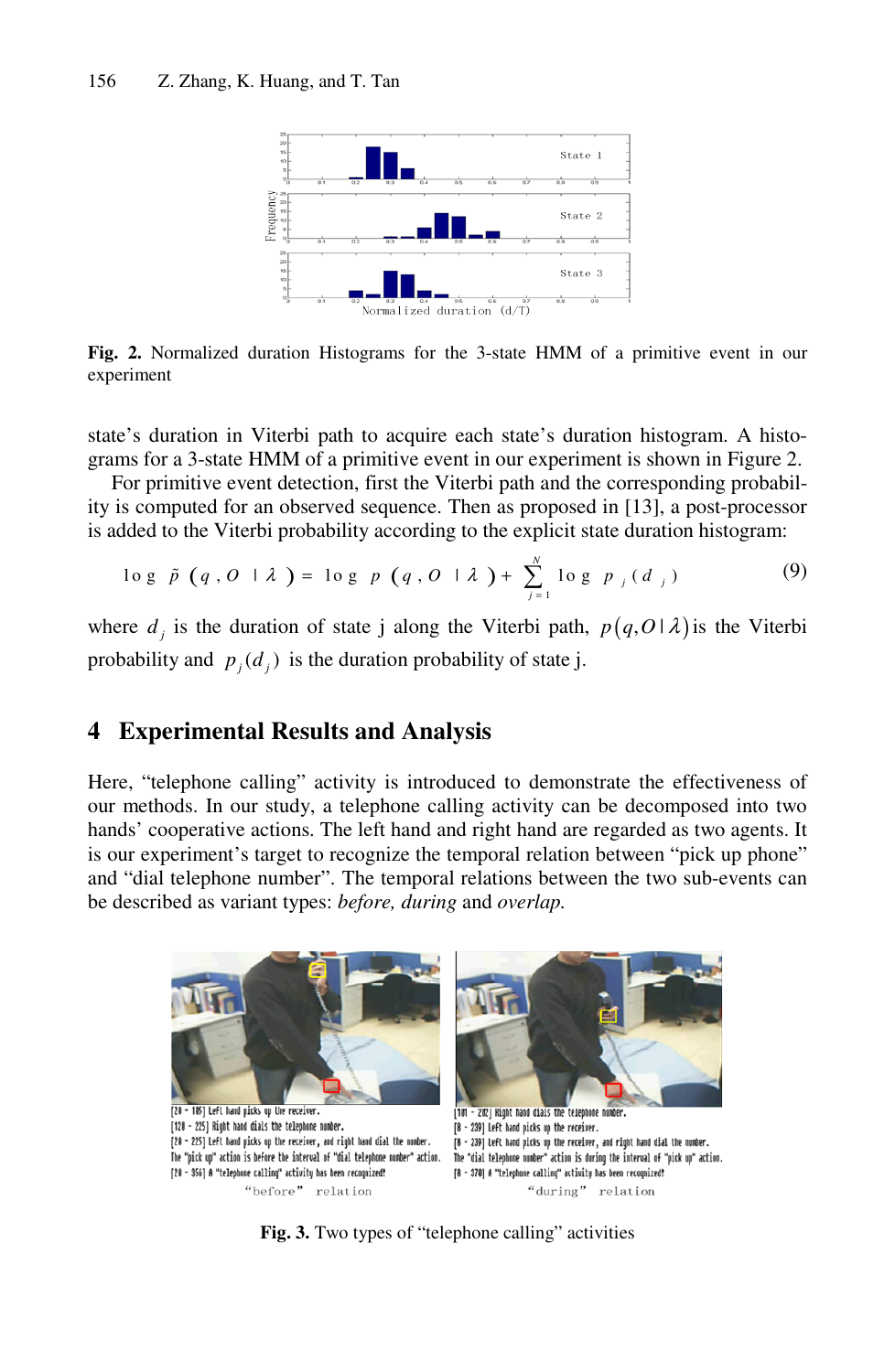State 1

State 2

State 3

Frequency

Normalized duration (d/T)

**Fig. 2.** Normalized duration Histograms for the 3-state HMM of a primitive event in our experiment

state's duration in Viterbi path to acquire each state's duration histogram. A histograms for a 3-state HMM of a primitive event in our experiment is shown in Figure 2.

For primitive event detection, first the Viterbi path and the corresponding probability is computed for an observed sequence. Then as proposed in [13], a post-processor is added to the Viterbi probability according to the explicit state duration histogram:

$$\log \tilde{p}(q, O \mid \lambda) = \log p(q, O \mid \lambda) + \sum_{j=1}^{N} \log p_j(d_j) \tag{9}$$

where $d_j$ is the duration of state j along the Viterbi path, $p(q, O \mid \lambda)$ is the Viterbi probability and $p_j(d_j)$ is the duration probability of state j.

## 4 Experimental Results and Analysis

Here, "telephone calling" activity is introduced to demonstrate the effectiveness of our methods. In our study, a telephone calling activity can be decomposed into two hands' cooperative actions. The left hand and right hand are regarded as two agents. It is our experiment's target to recognize the temporal relation between "pick up phone" and "dial telephone number". The temporal relations between the two sub-events can be described as variant types: *before, during* and *overlap.*

[20 - 105] Left hand picks up the receiver.
[120 - 225] Right hand dials the telephone number.
[20 - 225] Left hand picks up the receiver, and right hand dial the number.
The "pick up" action is before the interval of "dial telephone number" action.
[20 - 356] A "telephone calling" activity has been recognized!

"before" relation

[101 - 202] Right hand dials the telephone number.
[8 - 239] Left hand picks up the receiver.
[8 - 239] Left hand picks up the receiver, and right hand dial the number.
The "dial telephone number" action is during the interval of "pick up" action.
[8 - 370] A "telephone calling" activity has been recognized!

"during" relation

**Fig. 3.** Two types of "telephone calling" activities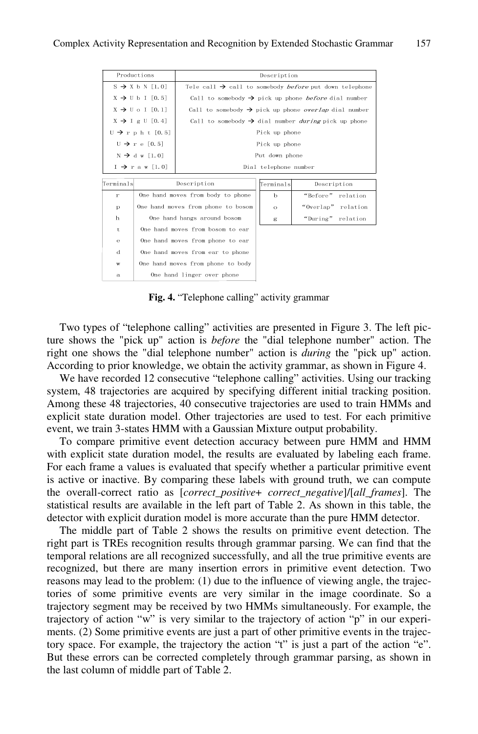| Productions | Description |
|---|---|
| S → X b N [1.0] | Tele call → call to somebody *before* put down telephone |
| X → U b I [0.5] | Call to somebody → pick up phone *before* dial number |
| X → U o I [0.1] | Call to somebody → pick up phone *overlap* dial number |
| X → I g U [0.4] | Call to somebody → dial number *during* pick up phone |
| U → r p h t [0.5] | Pick up phone |
| U → r e [0.5] | Pick up phone |
| N → d w [1.0] | Put down phone |
| I → r a w [1.0] | Dial telephone number |

| Terminals | Description |
|---|---|
| r | One hand moves from body to phone |
| p | One hand moves from phone to bosom |
| h | One hand hangs around bosom |
| t | One hand moves from bosom to ear |
| e | One hand moves from phone to ear |
| d | One hand moves from ear to phone |
| w | One hand moves from phone to body |
| a | One hand linger over phone |

| Terminals | Description |
|---|---|
| b | "Before" relation |
| o | "Overlap" relation |
| g | "During" relation |

**Fig. 4.** "Telephone calling" activity grammar

Two types of "telephone calling" activities are presented in Figure 3. The left picture shows the "pick up" action is *before* the "dial telephone number" action. The right one shows the "dial telephone number" action is *during* the "pick up" action. According to prior knowledge, we obtain the activity grammar, as shown in Figure 4.

We have recorded 12 consecutive "telephone calling" activities. Using our tracking system, 48 trajectories are acquired by specifying different initial tracking position. Among these 48 trajectories, 40 consecutive trajectories are used to train HMMs and explicit state duration model. Other trajectories are used to test. For each primitive event, we train 3-states HMM with a Gaussian Mixture output probability.

To compare primitive event detection accuracy between pure HMM and HMM with explicit state duration model, the results are evaluated by labeling each frame. For each frame a values is evaluated that specify whether a particular primitive event is active or inactive. By comparing these labels with ground truth, we can compute the overall-correct ratio as [*correct_positive*+ *correct_negative*]/[*all_frames*]. The statistical results are available in the left part of Table 2. As shown in this table, the detector with explicit duration model is more accurate than the pure HMM detector.

The middle part of Table 2 shows the results on primitive event detection. The right part is TREs recognition results through grammar parsing. We can find that the temporal relations are all recognized successfully, and all the true primitive events are recognized, but there are many insertion errors in primitive event detection. Two reasons may lead to the problem: (1) due to the influence of viewing angle, the trajectories of some primitive events are very similar in the image coordinate. So a trajectory segment may be received by two HMMs simultaneously. For example, the trajectory of action "w" is very similar to the trajectory of action "p" in our experiments. (2) Some primitive events are just a part of other primitive events in the trajectory space. For example, the trajectory the action "t" is just a part of the action "e". But these errors can be corrected completely through grammar parsing, as shown in the last column of middle part of Table 2.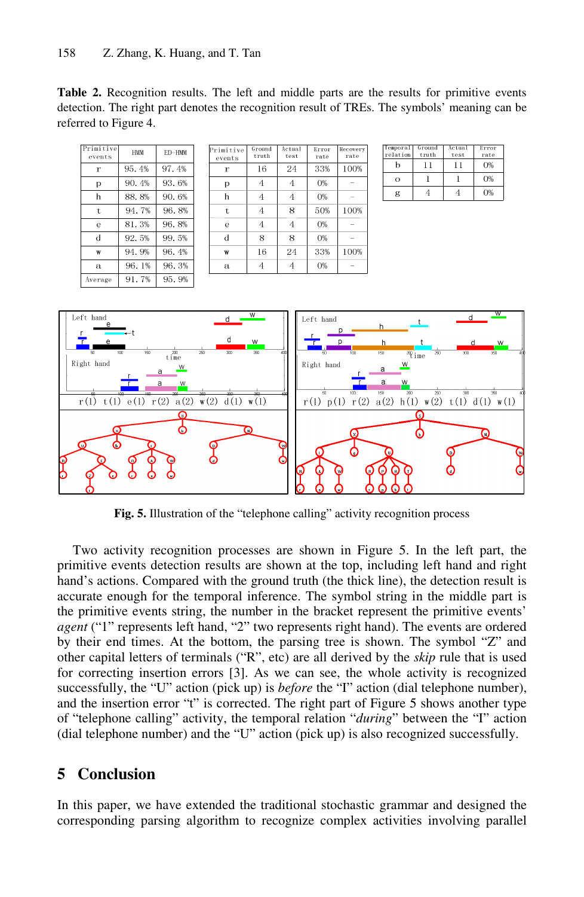**Table 2.** Recognition results. The left and middle parts are the results for primitive events detection. The right part denotes the recognition result of TREs. The symbols' meaning can be referred to Figure 4.

| Primitive events | HMM | ED-HMM |
|---|---|---|
| r | 95.4% | 97.4% |
| p | 90.4% | 93.6% |
| h | 88.8% | 90.6% |
| t | 94.7% | 96.8% |
| e | 81.3% | 96.8% |
| d | 92.5% | 99.5% |
| w | 94.9% | 96.4% |
| a | 96.1% | 96.3% |
| Average | 91.7% | 95.9% |

| Primitive events | Ground truth | Actual test | Error rate | Recovery rate |
|---|---|---|---|---|
| r | 16 | 24 | 33% | 100% |
| p | 4 | 4 | 0% | – |
| h | 4 | 4 | 0% | – |
| t | 4 | 8 | 50% | 100% |
| e | 4 | 4 | 0% | – |
| d | 8 | 8 | 0% | – |
| w | 16 | 24 | 33% | 100% |
| a | 4 | 4 | 0% | – |

| Temporal relation | Ground truth | Actual test | Error rate |
|---|---|---|---|
| b | 11 | 11 | 0% |
| o | 1 | 1 | 0% |
| g | 4 | 4 | 0% |

Left hand
Right hand
time
r(1) t(1) e(1) r(2) a(2) w(2) d(1) w(1)

Left hand
Right hand
time
r(1) p(1) r(2) a(2) h(1) w(2) t(1) d(1) w(1)

**Fig. 5.** Illustration of the "telephone calling" activity recognition process

Two activity recognition processes are shown in Figure 5. In the left part, the primitive events detection results are shown at the top, including left hand and right hand's actions. Compared with the ground truth (the thick line), the detection result is accurate enough for the temporal inference. The symbol string in the middle part is the primitive events string, the number in the bracket represent the primitive events' *agent* ("1" represents left hand, "2" two represents right hand). The events are ordered by their end times. At the bottom, the parsing tree is shown. The symbol "Z" and other capital letters of terminals ("R", etc) are all derived by the *skip* rule that is used for correcting insertion errors [3]. As we can see, the whole activity is recognized successfully, the "U" action (pick up) is *before* the "I" action (dial telephone number), and the insertion error "t" is corrected. The right part of Figure 5 shows another type of "telephone calling" activity, the temporal relation "*during*" between the "I" action (dial telephone number) and the "U" action (pick up) is also recognized successfully.

## 5 Conclusion

In this paper, we have extended the traditional stochastic grammar and designed the corresponding parsing algorithm to recognize complex activities involving parallel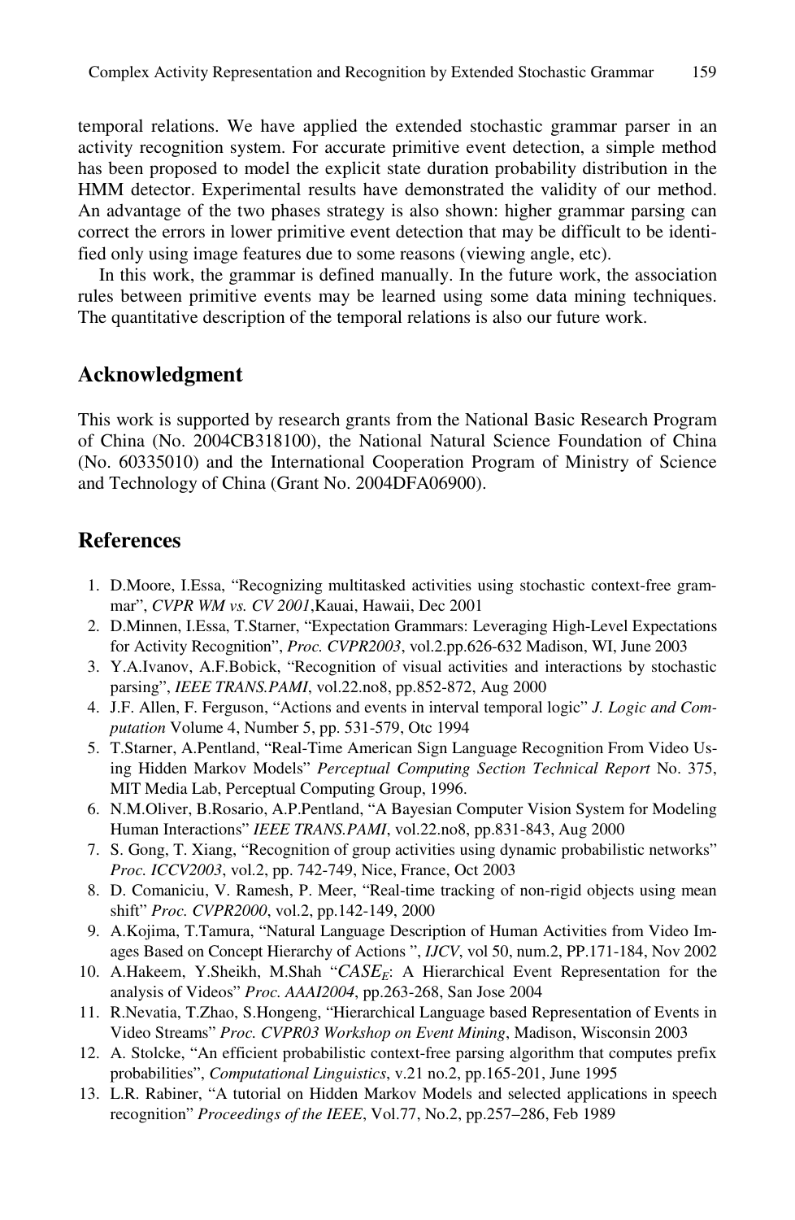temporal relations. We have applied the extended stochastic grammar parser in an activity recognition system. For accurate primitive event detection, a simple method has been proposed to model the explicit state duration probability distribution in the HMM detector. Experimental results have demonstrated the validity of our method. An advantage of the two phases strategy is also shown: higher grammar parsing can correct the errors in lower primitive event detection that may be difficult to be identified only using image features due to some reasons (viewing angle, etc).

In this work, the grammar is defined manually. In the future work, the association rules between primitive events may be learned using some data mining techniques. The quantitative description of the temporal relations is also our future work.

## Acknowledgment

This work is supported by research grants from the National Basic Research Program of China (No. 2004CB318100), the National Natural Science Foundation of China (No. 60335010) and the International Cooperation Program of Ministry of Science and Technology of China (Grant No. 2004DFA06900).

## References

1. D.Moore, I.Essa, "Recognizing multitasked activities using stochastic context-free grammar", *CVPR WM vs. CV 2001*,Kauai, Hawaii, Dec 2001
2. D.Minnen, I.Essa, T.Starner, "Expectation Grammars: Leveraging High-Level Expectations for Activity Recognition", *Proc. CVPR2003*, vol.2.pp.626-632 Madison, WI, June 2003
3. Y.A.Ivanov, A.F.Bobick, "Recognition of visual activities and interactions by stochastic parsing", *IEEE TRANS.PAMI*, vol.22.no8, pp.852-872, Aug 2000
4. J.F. Allen, F. Ferguson, "Actions and events in interval temporal logic" *J. Logic and Computation* Volume 4, Number 5, pp. 531-579, Otc 1994
5. T.Starner, A.Pentland, "Real-Time American Sign Language Recognition From Video Using Hidden Markov Models" *Perceptual Computing Section Technical Report* No. 375, MIT Media Lab, Perceptual Computing Group, 1996.
6. N.M.Oliver, B.Rosario, A.P.Pentland, "A Bayesian Computer Vision System for Modeling Human Interactions" *IEEE TRANS.PAMI*, vol.22.no8, pp.831-843, Aug 2000
7. S. Gong, T. Xiang, "Recognition of group activities using dynamic probabilistic networks" *Proc. ICCV2003*, vol.2, pp. 742-749, Nice, France, Oct 2003
8. D. Comaniciu, V. Ramesh, P. Meer, "Real-time tracking of non-rigid objects using mean shift" *Proc. CVPR2000*, vol.2, pp.142-149, 2000
9. A.Kojima, T.Tamura, "Natural Language Description of Human Activities from Video Images Based on Concept Hierarchy of Actions ", *IJCV*, vol 50, num.2, PP.171-184, Nov 2002
10. A.Hakeem, Y.Sheikh, M.Shah "$CASE_E$: A Hierarchical Event Representation for the analysis of Videos" *Proc. AAAI2004*, pp.263-268, San Jose 2004
11. R.Nevatia, T.Zhao, S.Hongeng, "Hierarchical Language based Representation of Events in Video Streams" *Proc. CVPR03 Workshop on Event Mining*, Madison, Wisconsin 2003
12. A. Stolcke, "An efficient probabilistic context-free parsing algorithm that computes prefix probabilities", *Computational Linguistics*, v.21 no.2, pp.165-201, June 1995
13. L.R. Rabiner, "A tutorial on Hidden Markov Models and selected applications in speech recognition" *Proceedings of the IEEE*, Vol.77, No.2, pp.257–286, Feb 1989